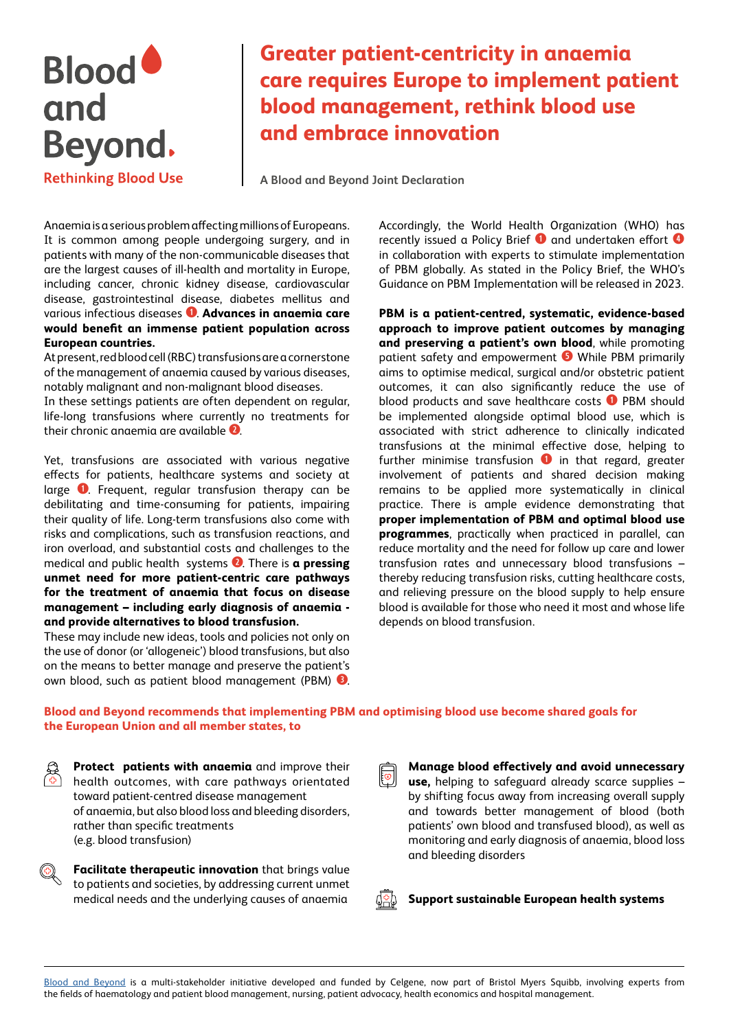Blood and Beyond.

Rethinking Blood Use

# Greater patient-centricity in anaemia care requires Europe to implement patient blood management, rethink blood use and embrace innovation

**A Blood and Beyond Joint Declaration**

Anaemia is a serious problem affecting millions of Europeans. It is common among people undergoing surgery, and in patients with many of the non-communicable diseases that are the largest causes of ill-health and mortality in Europe, including cancer, chronic kidney disease, cardiovascular disease, gastrointestinal disease, diabetes mellitus and various infectious diseases [1]. **Advances in anaemia care would benefit an immense patient population across European countries.**

At present, red blood cell (RBC) transfusions are a cornerstone of the management of anaemia caused by various diseases, notably malignant and non-malignant blood diseases.

In these settings patients are often dependent on regular, life-long transfusions where currently no treatments for their chronic anaemia are available [2].

Yet, transfusions are associated with various negative effects for patients, healthcare systems and society at large [1]. Frequent, regular transfusion therapy can be debilitating and time-consuming for patients, impairing their quality of life. Long-term transfusions also come with risks and complications, such as transfusion reactions, and iron overload, and substantial costs and challenges to the medical and public health systems [2]. There is **a pressing unmet need for more patient-centric care pathways for the treatment of anaemia that focus on disease management – including early diagnosis of anaemia - and provide alternatives to blood transfusion.**

These may include new ideas, tools and policies not only on the use of donor (or 'allogeneic') blood transfusions, but also on the means to better manage and preserve the patient's own blood, such as patient blood management (PBM) [3].

Accordingly, the World Health Organization (WHO) has recently issued a Policy Brief [1] and undertaken effort [4] in collaboration with experts to stimulate implementation of PBM globally. As stated in the Policy Brief, the WHO's Guidance on PBM Implementation will be released in 2023.

**PBM is a patient-centred, systematic, evidence-based approach to improve patient outcomes by managing and preserving a patient's own blood**, while promoting patient safety and empowerment [5] While PBM primarily aims to optimise medical, surgical and/or obstetric patient outcomes, it can also significantly reduce the use of blood products and save healthcare costs [1] PBM should be implemented alongside optimal blood use, which is associated with strict adherence to clinically indicated transfusions at the minimal effective dose, helping to further minimise transfusion [1] in that regard, greater involvement of patients and shared decision making remains to be applied more systematically in clinical practice. There is ample evidence demonstrating that **proper implementation of PBM and optimal blood use programmes**, practically when practiced in parallel, can reduce mortality and the need for follow up care and lower transfusion rates and unnecessary blood transfusions – thereby reducing transfusion risks, cutting healthcare costs, and relieving pressure on the blood supply to help ensure blood is available for those who need it most and whose life depends on blood transfusion.

**Blood and Beyond recommends that implementing PBM and optimising blood use become shared goals for the European Union and all member states, to**

- **Protect patients with anaemia** and improve their health outcomes, with care pathways orientated toward patient-centred disease management of anaemia, but also blood loss and bleeding disorders, rather than specific treatments (e.g. blood transfusion)
- **Facilitate therapeutic innovation** that brings value to patients and societies, by addressing current unmet medical needs and the underlying causes of anaemia
- **Manage blood effectively and avoid unnecessary use,** helping to safeguard already scarce supplies – by shifting focus away from increasing overall supply and towards better management of blood (both patients' own blood and transfused blood), as well as monitoring and early diagnosis of anaemia, blood loss and bleeding disorders
- **Support sustainable European health systems**

Blood and Beyond is a multi-stakeholder initiative developed and funded by Celgene, now part of Bristol Myers Squibb, involving experts from the fields of haematology and patient blood management, nursing, patient advocacy, health economics and hospital management.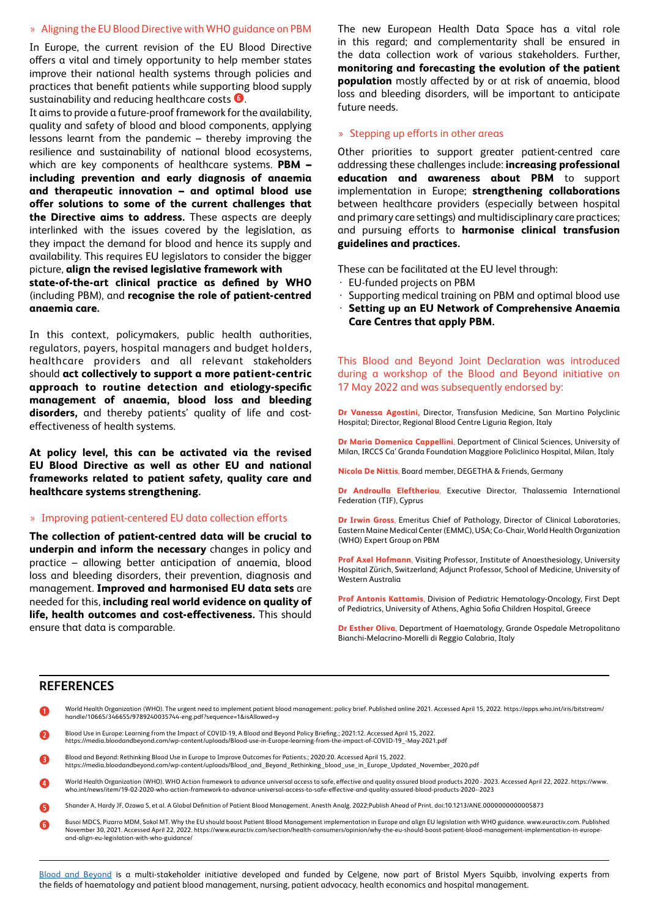## » Aligning the EU Blood Directive with WHO guidance on PBM

In Europe, the current revision of the EU Blood Directive offers a vital and timely opportunity to help member states improve their national health systems through policies and practices that benefit patients while supporting blood supply sustainability and reducing healthcare costs [6].

It aims to provide a future-proof framework for the availability, quality and safety of blood and blood components, applying lessons learnt from the pandemic – thereby improving the resilience and sustainability of national blood ecosystems, which are key components of healthcare systems. **PBM – including prevention and early diagnosis of anaemia and therapeutic innovation – and optimal blood use offer solutions to some of the current challenges that the Directive aims to address.** These aspects are deeply interlinked with the issues covered by the legislation, as they impact the demand for blood and hence its supply and availability. This requires EU legislators to consider the bigger picture, **align the revised legislative framework with state-of-the-art clinical practice as defined by WHO** (including PBM), and **recognise the role of patient-centred anaemia care.**

In this context, policymakers, public health authorities, regulators, payers, hospital managers and budget holders, healthcare providers and all relevant stakeholders should **act collectively to support a more patient-centric approach to routine detection and etiology-specific management of anaemia, blood loss and bleeding disorders,** and thereby patients' quality of life and cost-effectiveness of health systems.

**At policy level, this can be activated via the revised EU Blood Directive as well as other EU and national frameworks related to patient safety, quality care and healthcare systems strengthening.**

## » Improving patient-centered EU data collection efforts

**The collection of patient-centred data will be crucial to underpin and inform the necessary** changes in policy and practice – allowing better anticipation of anaemia, blood loss and bleeding disorders, their prevention, diagnosis and management. **Improved and harmonised EU data sets** are needed for this, **including real world evidence on quality of life, health outcomes and cost-effectiveness.** This should ensure that data is comparable.

The new European Health Data Space has a vital role in this regard; and complementarity shall be ensured in the data collection work of various stakeholders. Further, **monitoring and forecasting the evolution of the patient population** mostly affected by or at risk of anaemia, blood loss and bleeding disorders, will be important to anticipate future needs.

## » Stepping up efforts in other areas

Other priorities to support greater patient-centred care addressing these challenges include: **increasing professional education and awareness about PBM** to support implementation in Europe; **strengthening collaborations** between healthcare providers (especially between hospital and primary care settings) and multidisciplinary care practices; and pursuing efforts to **harmonise clinical transfusion guidelines and practices.**

These can be facilitated at the EU level through:

- EU-funded projects on PBM
- Supporting medical training on PBM and optimal blood use
- **Setting up an EU Network of Comprehensive Anaemia Care Centres that apply PBM.**

This Blood and Beyond Joint Declaration was introduced during a workshop of the Blood and Beyond initiative on 17 May 2022 and was subsequently endorsed by:

**Dr Vanessa Agostini,** Director, Transfusion Medicine, San Martino Polyclinic Hospital; Director, Regional Blood Centre Liguria Region, Italy

**Dr Maria Domenica Cappellini**, Department of Clinical Sciences, University of Milan, IRCCS Ca' Granda Foundation Maggiore Policlinico Hospital, Milan, Italy

**Nicola De Nittis**, Board member, DEGETHA & Friends, Germany

**Dr Androulla Eleftheriou**, Executive Director, Thalassemia International Federation (TIF), Cyprus

**Dr Irwin Gross**, Emeritus Chief of Pathology, Director of Clinical Laboratories, Eastern Maine Medical Center (EMMC), USA; Co-Chair, World Health Organization (WHO) Expert Group on PBM

**Prof Axel Hofmann**, Visiting Professor, Institute of Anaesthesiology, University Hospital Zürich, Switzerland; Adjunct Professor, School of Medicine, University of Western Australia

**Prof Antonis Kattamis**, Division of Pediatric Hematology-Oncology, First Dept of Pediatrics, University of Athens, Aghia Sofia Children Hospital, Greece

**Dr Esther Oliva**, Department of Haematology, Grande Ospedale Metropolitano Bianchi-Melacrino-Morelli di Reggio Calabria, Italy

## REFERENCES

1. World Health Organization (WHO). The urgent need to implement patient blood management: policy brief. Published online 2021. Accessed April 15, 2022. https://apps.who.int/iris/bitstream/handle/10665/346655/9789240035744-eng.pdf?sequence=1&isAllowed=y
2. Blood Use in Europe: Learning from the Impact of COVID-19, A Blood and Beyond Policy Briefing.; 2021:12. Accessed April 15, 2022. https://media.bloodandbeyond.com/wp-content/uploads/Blood-use-in-Europe-learning-from-the-impact-of-COVID-19_-May-2021.pdf
3. Blood and Beyond: Rethinking Blood Use in Europe to Improve Outcomes for Patients.; 2020:20. Accessed April 15, 2022. https://media.bloodandbeyond.com/wp-content/uploads/Blood_and_Beyond_Rethinking_blood_use_in_Europe_Updated_November_2020.pdf
4. World Health Organization (WHO). WHO Action framework to advance universal access to safe, effective and quality assured blood products 2020 - 2023. Accessed April 22, 2022. https://www.who.int/news/item/19-02-2020-who-action-framework-to-advance-universal-access-to-safe-effective-and-quality-assured-blood-products-2020--2023
5. Shander A, Hardy JF, Ozawa S, et al. A Global Definition of Patient Blood Management. Anesth Analg. 2022;Publish Ahead of Print. doi:10.1213/ANE.0000000000005873
6. Busoi MDCS, Pizarro MDM, Sokol MT. Why the EU should boost Patient Blood Management implementation in Europe and align EU legislation with WHO guidance. www.euractiv.com. Published November 30, 2021. Accessed April 22, 2022. https://www.euractiv.com/section/health-consumers/opinion/why-the-eu-should-boost-patient-blood-management-implementation-in-europe-and-align-eu-legislation-with-who-guidance/

Blood and Beyond is a multi-stakeholder initiative developed and funded by Celgene, now part of Bristol Myers Squibb, involving experts from the fields of haematology and patient blood management, nursing, patient advocacy, health economics and hospital management.